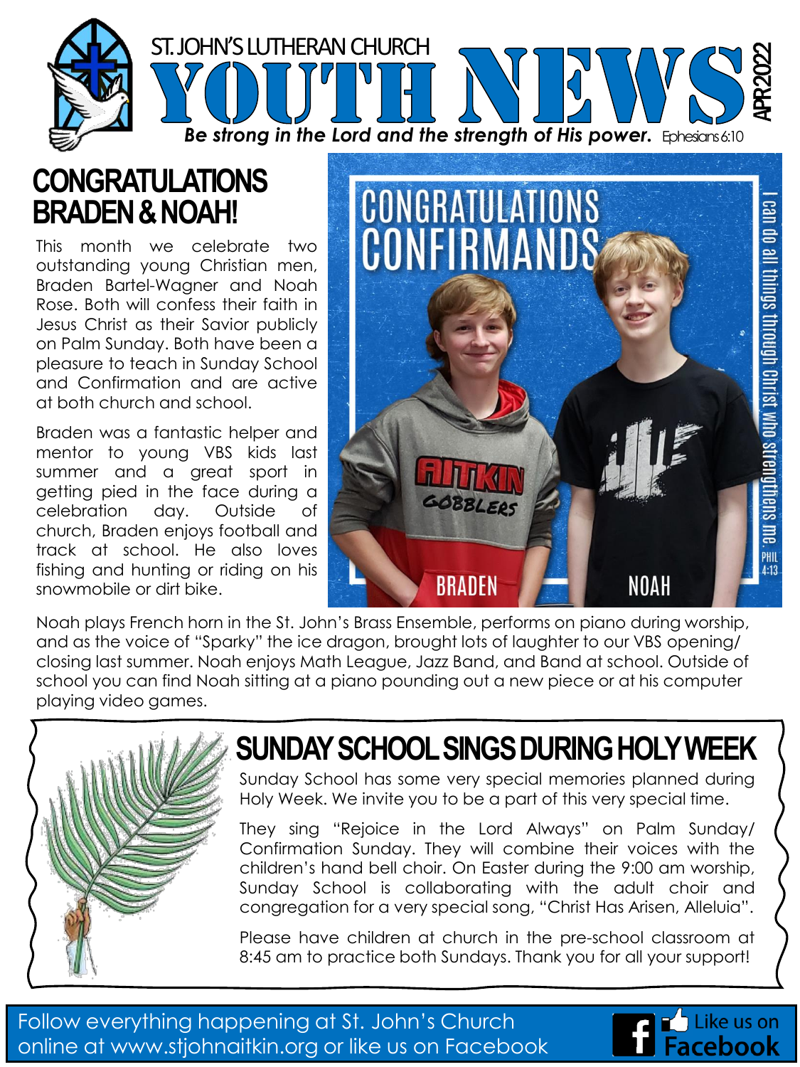ST. JOHN'S LUTHERAN CHURCH

# YOUTH NEWS

APR 2022

***Be strong in the Lord and the strength of His power.*** Ephesians 6:10

## CONGRATULATIONS BRADEN & NOAH!

This month we celebrate two outstanding young Christian men, Braden Bartel-Wagner and Noah Rose. Both will confess their faith in Jesus Christ as their Savior publicly on Palm Sunday. Both have been a pleasure to teach in Sunday School and Confirmation and are active at both church and school.

Braden was a fantastic helper and mentor to young VBS kids last summer and a great sport in getting pied in the face during a celebration day. Outside of church, Braden enjoys football and track at school. He also loves fishing and hunting or riding on his snowmobile or dirt bike.

Noah plays French horn in the St. John's Brass Ensemble, performs on piano during worship, and as the voice of "Sparky" the ice dragon, brought lots of laughter to our VBS opening/closing last summer. Noah enjoys Math League, Jazz Band, and Band at school. Outside of school you can find Noah sitting at a piano pounding out a new piece or at his computer playing video games.

## SUNDAY SCHOOL SINGS DURING HOLY WEEK

Sunday School has some very special memories planned during Holy Week. We invite you to be a part of this very special time.

They sing "Rejoice in the Lord Always" on Palm Sunday/Confirmation Sunday. They will combine their voices with the children's hand bell choir. On Easter during the 9:00 am worship, Sunday School is collaborating with the adult choir and congregation for a very special song, "Christ Has Arisen, Alleluia".

Please have children at church in the pre-school classroom at 8:45 am to practice both Sundays. Thank you for all your support!

Follow everything happening at St. John's Church online at www.stjohnaitkin.org or like us on Facebook

Like us on Facebook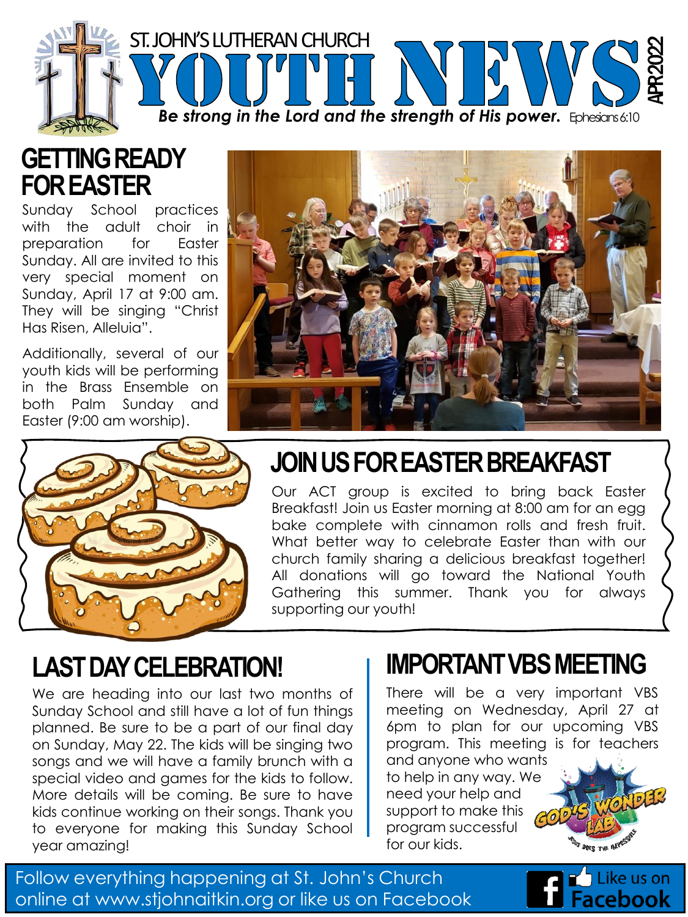# ST. JOHN'S LUTHERAN CHURCH YOUTH NEWS

APR 2022

*Be strong in the Lord and the strength of His power.* Ephesians 6:10

## GETTING READY FOR EASTER

Sunday School practices with the adult choir in preparation for Easter Sunday. All are invited to this very special moment on Sunday, April 17 at 9:00 am. They will be singing "Christ Has Risen, Alleluia".

Additionally, several of our youth kids will be performing in the Brass Ensemble on both Palm Sunday and Easter (9:00 am worship).

## JOIN US FOR EASTER BREAKFAST

Our ACT group is excited to bring back Easter Breakfast! Join us Easter morning at 8:00 am for an egg bake complete with cinnamon rolls and fresh fruit. What better way to celebrate Easter than with our church family sharing a delicious breakfast together! All donations will go toward the National Youth Gathering this summer. Thank you for always supporting our youth!

## LAST DAY CELEBRATION!

We are heading into our last two months of Sunday School and still have a lot of fun things planned. Be sure to be a part of our final day on Sunday, May 22. The kids will be singing two songs and we will have a family brunch with a special video and games for the kids to follow. More details will be coming. Be sure to have kids continue working on their songs. Thank you to everyone for making this Sunday School year amazing!

## IMPORTANT VBS MEETING

There will be a very important VBS meeting on Wednesday, April 27 at 6pm to plan for our upcoming VBS program. This meeting is for teachers and anyone who wants to help in any way. We need your help and support to make this program successful for our kids.

Follow everything happening at St. John's Church online at www.stjohnaitkin.org or like us on Facebook

Like us on Facebook